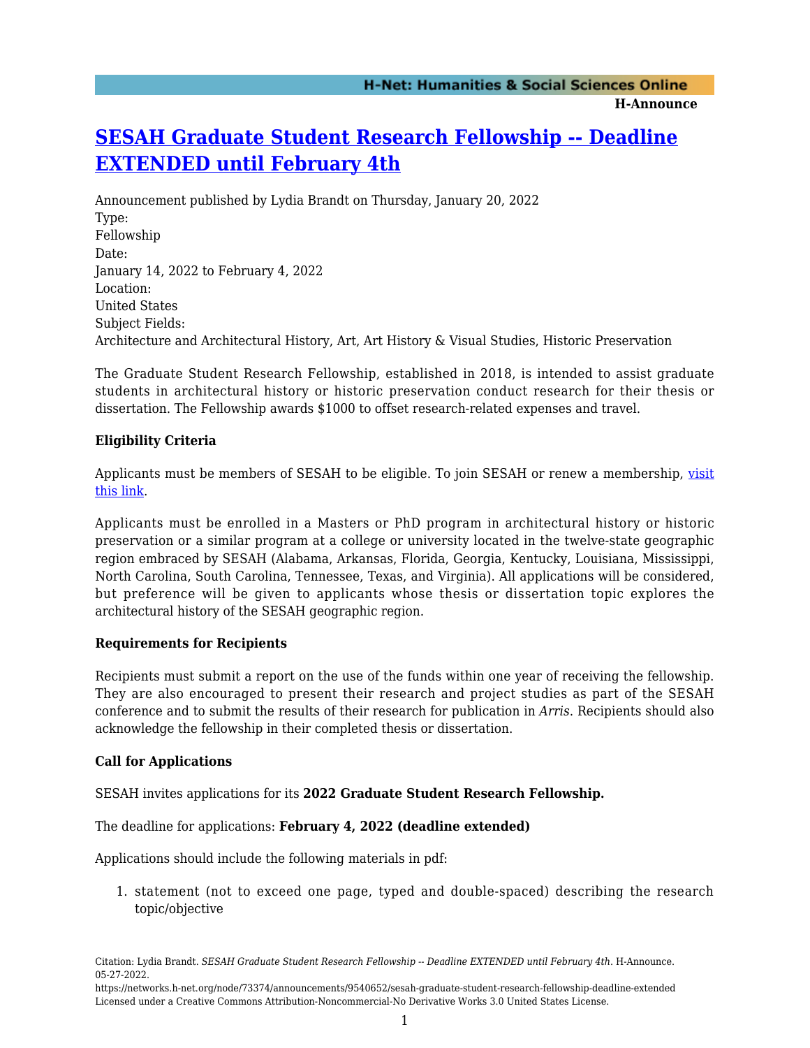# [SESAH Graduate Student Research Fellowship -- Deadline EXTENDED until February 4th]

Announcement published by Lydia Brandt on Thursday, January 20, 2022

Type:
Fellowship

Date:
January 14, 2022 to February 4, 2022

Location:
United States

Subject Fields:
Architecture and Architectural History, Art, Art History & Visual Studies, Historic Preservation

The Graduate Student Research Fellowship, established in 2018, is intended to assist graduate students in architectural history or historic preservation conduct research for their thesis or dissertation. The Fellowship awards $1000 to offset research-related expenses and travel.

**Eligibility Criteria**

Applicants must be members of SESAH to be eligible. To join SESAH or renew a membership, [visit this link].

Applicants must be enrolled in a Masters or PhD program in architectural history or historic preservation or a similar program at a college or university located in the twelve-state geographic region embraced by SESAH (Alabama, Arkansas, Florida, Georgia, Kentucky, Louisiana, Mississippi, North Carolina, South Carolina, Tennessee, Texas, and Virginia). All applications will be considered, but preference will be given to applicants whose thesis or dissertation topic explores the architectural history of the SESAH geographic region.

**Requirements for Recipients**

Recipients must submit a report on the use of the funds within one year of receiving the fellowship. They are also encouraged to present their research and project studies as part of the SESAH conference and to submit the results of their research for publication in *Arris*. Recipients should also acknowledge the fellowship in their completed thesis or dissertation.

**Call for Applications**

SESAH invites applications for its **2022 Graduate Student Research Fellowship.**

The deadline for applications: **February 4, 2022 (deadline extended)**

Applications should include the following materials in pdf:

1. statement (not to exceed one page, typed and double-spaced) describing the research topic/objective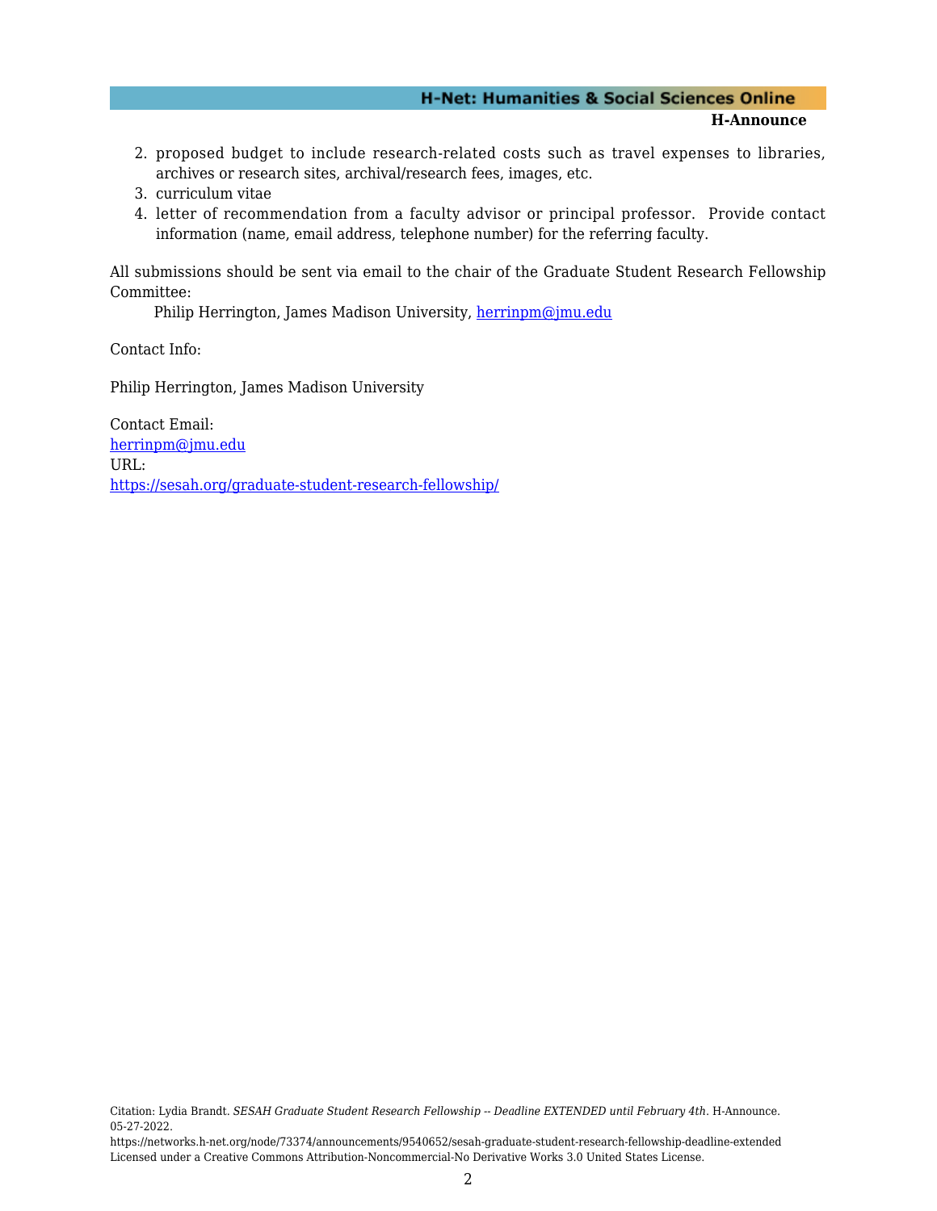2. proposed budget to include research-related costs such as travel expenses to libraries, archives or research sites, archival/research fees, images, etc.
3. curriculum vitae
4. letter of recommendation from a faculty advisor or principal professor. Provide contact information (name, email address, telephone number) for the referring faculty.

All submissions should be sent via email to the chair of the Graduate Student Research Fellowship Committee:

Philip Herrington, James Madison University, herrinpm@jmu.edu

Contact Info:

Philip Herrington, James Madison University

Contact Email:
herrinpm@jmu.edu
URL:
https://sesah.org/graduate-student-research-fellowship/

Citation: Lydia Brandt. *SESAH Graduate Student Research Fellowship -- Deadline EXTENDED until February 4th*. H-Announce. 05-27-2022.
https://networks.h-net.org/node/73374/announcements/9540652/sesah-graduate-student-research-fellowship-deadline-extended
Licensed under a Creative Commons Attribution-Noncommercial-No Derivative Works 3.0 United States License.